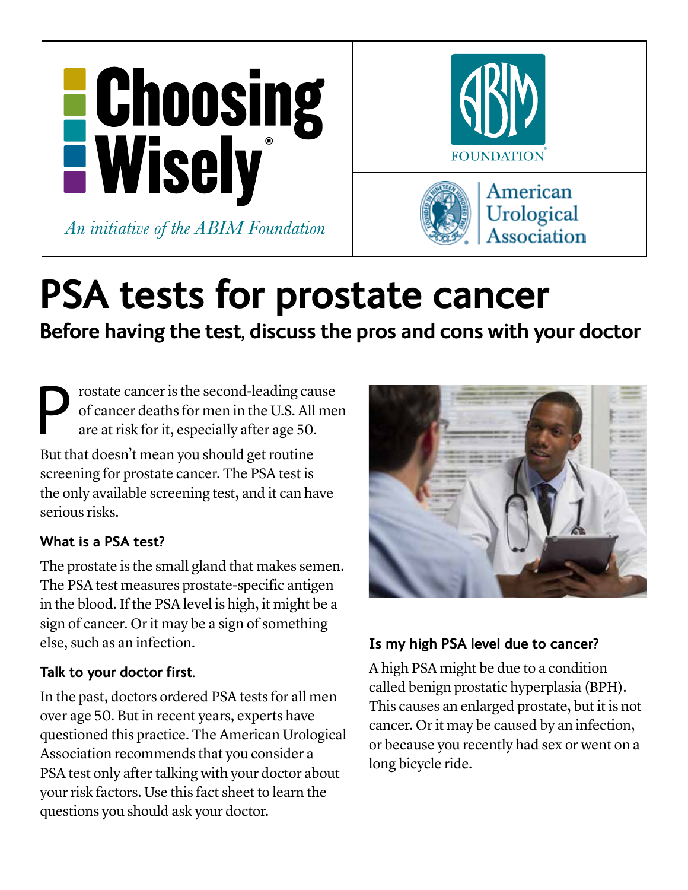Choosing Wisely®

*An initiative of the ABIM Foundation*

ABIM FOUNDATION

American Urological Association

# PSA tests for prostate cancer

## Before having the test, discuss the pros and cons with your doctor

Prostate cancer is the second-leading cause of cancer deaths for men in the U.S. All men are at risk for it, especially after age 50.

But that doesn't mean you should get routine screening for prostate cancer. The PSA test is the only available screening test, and it can have serious risks.

### What is a PSA test?

The prostate is the small gland that makes semen. The PSA test measures prostate-specific antigen in the blood. If the PSA level is high, it might be a sign of cancer. Or it may be a sign of something else, such as an infection.

### Talk to your doctor first.

In the past, doctors ordered PSA tests for all men over age 50. But in recent years, experts have questioned this practice. The American Urological Association recommends that you consider a PSA test only after talking with your doctor about your risk factors. Use this fact sheet to learn the questions you should ask your doctor.

### Is my high PSA level due to cancer?

A high PSA might be due to a condition called benign prostatic hyperplasia (BPH). This causes an enlarged prostate, but it is not cancer. Or it may be caused by an infection, or because you recently had sex or went on a long bicycle ride.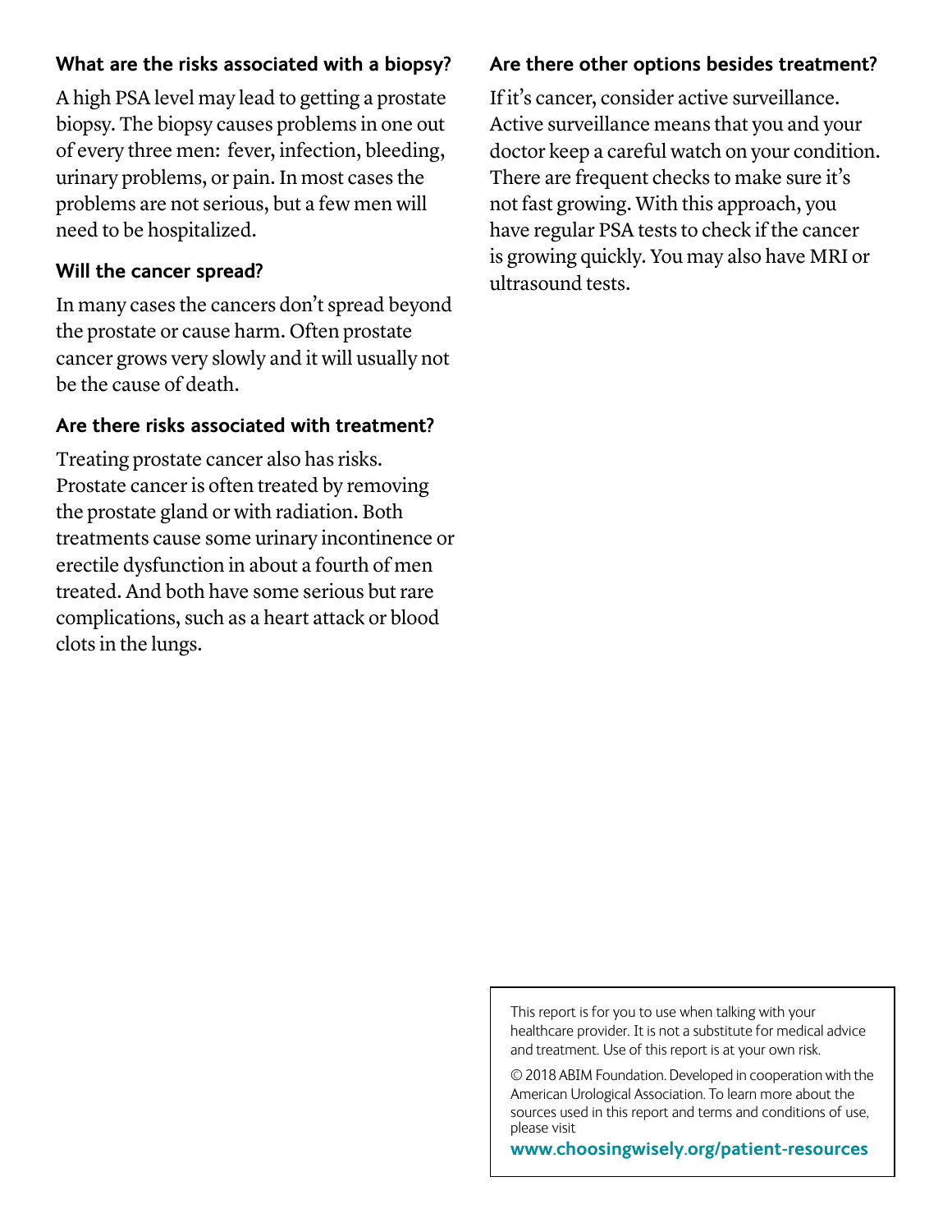### What are the risks associated with a biopsy?

A high PSA level may lead to getting a prostate biopsy. The biopsy causes problems in one out of every three men: fever, infection, bleeding, urinary problems, or pain. In most cases the problems are not serious, but a few men will need to be hospitalized.

### Will the cancer spread?

In many cases the cancers don't spread beyond the prostate or cause harm. Often prostate cancer grows very slowly and it will usually not be the cause of death.

### Are there risks associated with treatment?

Treating prostate cancer also has risks. Prostate cancer is often treated by removing the prostate gland or with radiation. Both treatments cause some urinary incontinence or erectile dysfunction in about a fourth of men treated. And both have some serious but rare complications, such as a heart attack or blood clots in the lungs.

### Are there other options besides treatment?

If it's cancer, consider active surveillance. Active surveillance means that you and your doctor keep a careful watch on your condition. There are frequent checks to make sure it's not fast growing. With this approach, you have regular PSA tests to check if the cancer is growing quickly. You may also have MRI or ultrasound tests.

This report is for you to use when talking with your healthcare provider. It is not a substitute for medical advice and treatment. Use of this report is at your own risk.

© 2018 ABIM Foundation. Developed in cooperation with the American Urological Association. To learn more about the sources used in this report and terms and conditions of use, please visit

**www.choosingwisely.org/patient-resources**